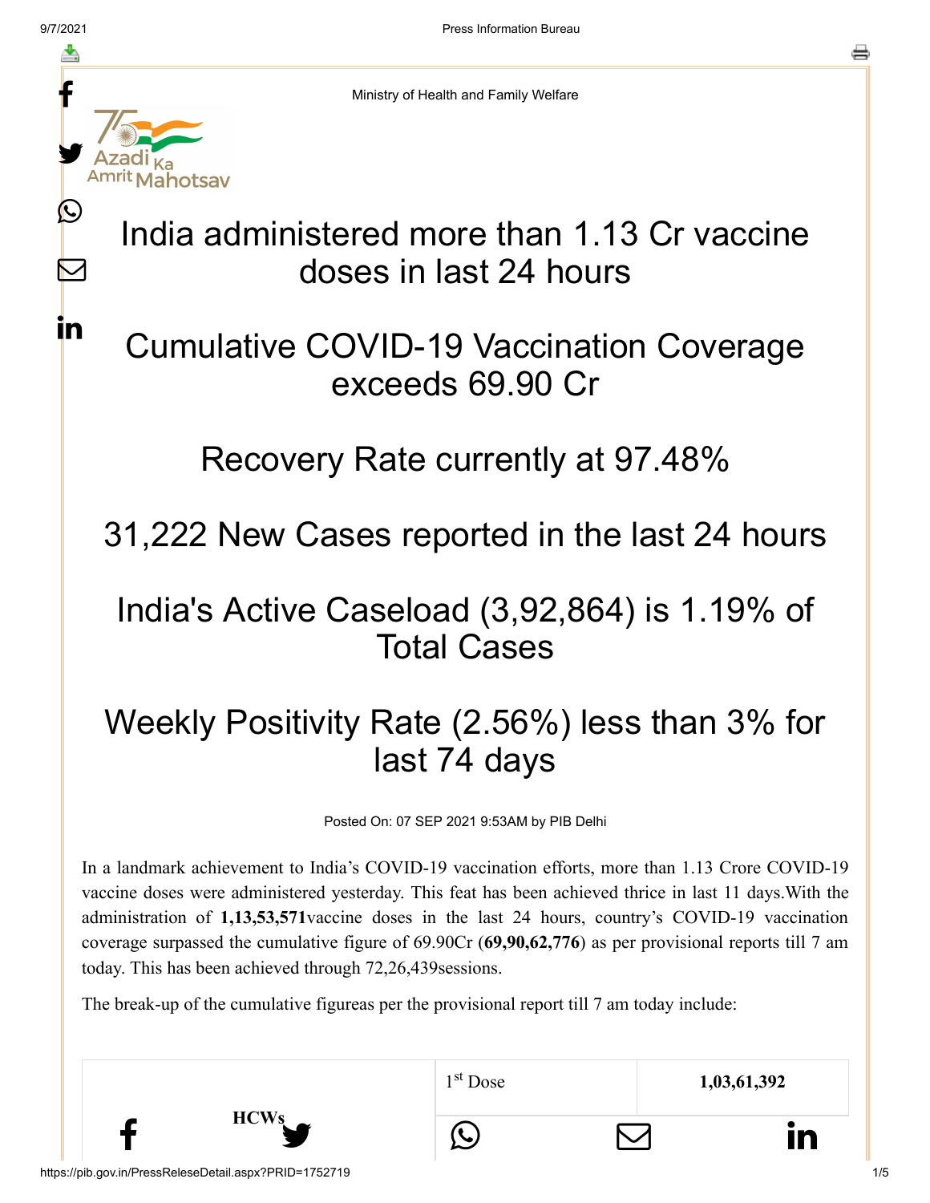Ministry of Health and Family Welfare

# India administered more than 1.13 Cr vaccine doses in last 24 hours

# Cumulative COVID-19 Vaccination Coverage exceeds 69.90 Cr

# Recovery Rate currently at 97.48%

# 31,222 New Cases reported in the last 24 hours

# India's Active Caseload (3,92,864) is 1.19% of Total Cases

# Weekly Positivity Rate (2.56%) less than 3% for last 74 days

Posted On: 07 SEP 2021 9:53AM by PIB Delhi

In a landmark achievement to India's COVID-19 vaccination efforts, more than 1.13 Crore COVID-19 vaccine doses were administered yesterday. This feat has been achieved thrice in last 11 days.With the administration of **1,13,53,571**vaccine doses in the last 24 hours, country's COVID-19 vaccination coverage surpassed the cumulative figure of 69.90Cr (**69,90,62,776**) as per provisional reports till 7 am today. This has been achieved through 72,26,439sessions.

The break-up of the cumulative figureas per the provisional report till 7 am today include:

| | | |
|---|---|---|
| **HCWs** | 1st Dose | **1,03,61,392** |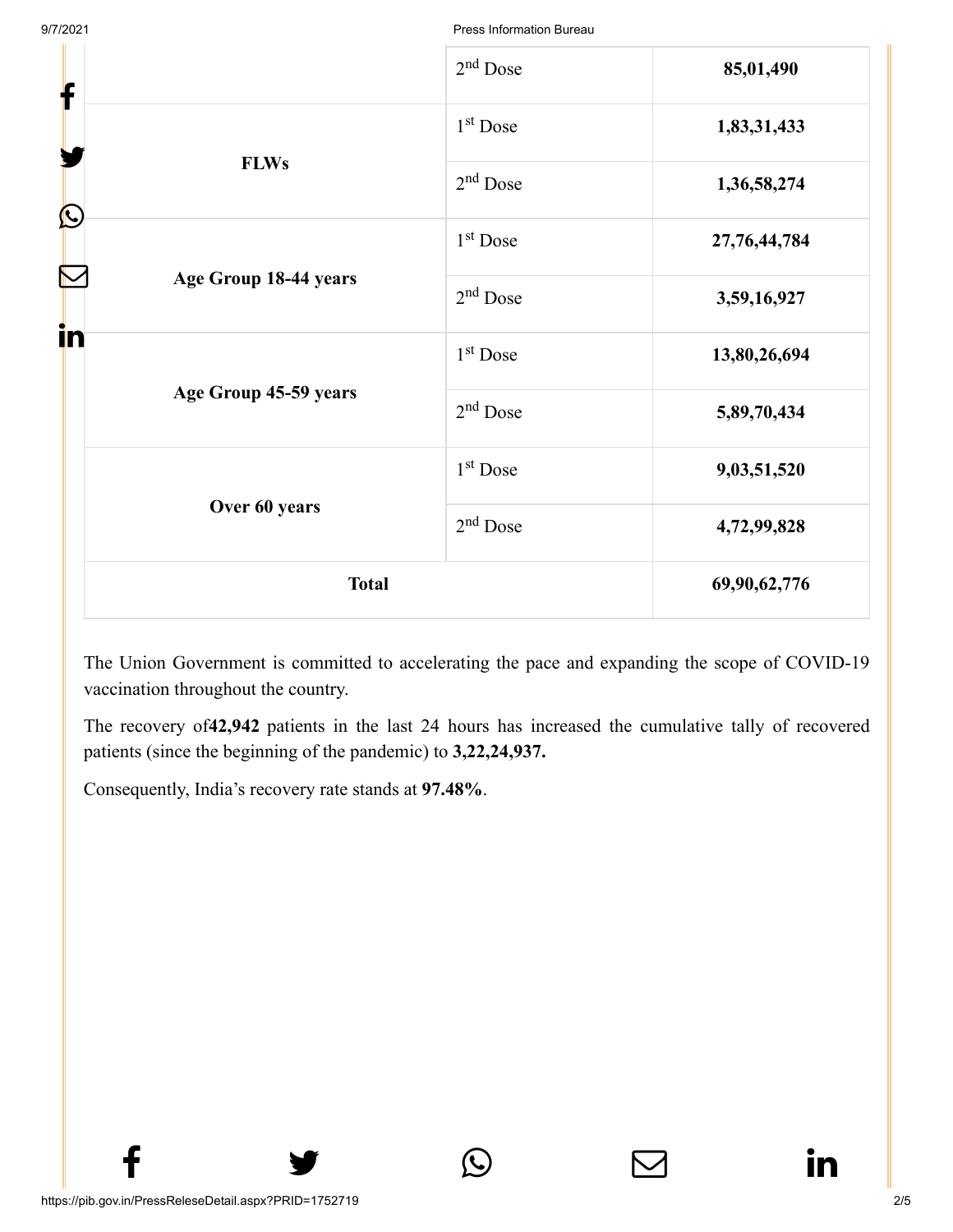| | | |
|---|---|---|
| | 2nd Dose | **85,01,490** |
| **FLWs** | 1st Dose | **1,83,31,433** |
| | 2nd Dose | **1,36,58,274** |
| **Age Group 18-44 years** | 1st Dose | **27,76,44,784** |
| | 2nd Dose | **3,59,16,927** |
| **Age Group 45-59 years** | 1st Dose | **13,80,26,694** |
| | 2nd Dose | **5,89,70,434** |
| **Over 60 years** | 1st Dose | **9,03,51,520** |
| | 2nd Dose | **4,72,99,828** |
| **Total** | | **69,90,62,776** |

The Union Government is committed to accelerating the pace and expanding the scope of COVID-19 vaccination throughout the country.

The recovery of**42,942** patients in the last 24 hours has increased the cumulative tally of recovered patients (since the beginning of the pandemic) to **3,22,24,937.**

Consequently, India's recovery rate stands at **97.48%**.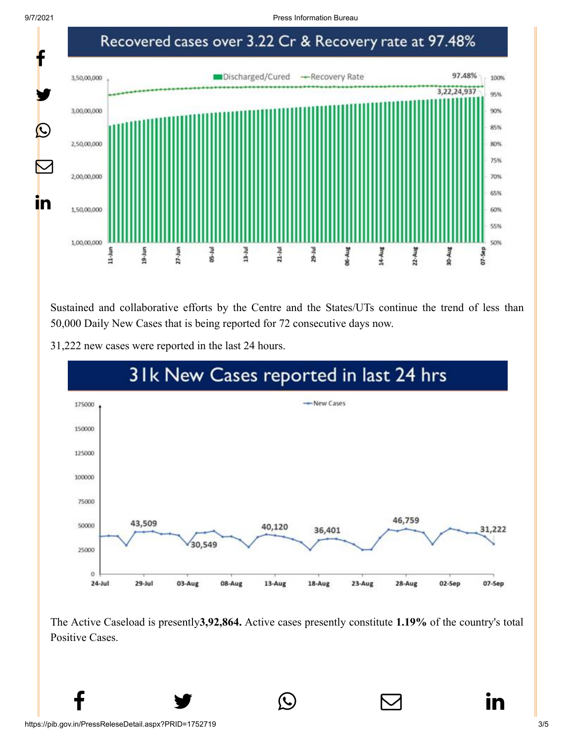## Recovered cases over 3.22 Cr & Recovery rate at 97.48%

Sustained and collaborative efforts by the Centre and the States/UTs continue the trend of less than 50,000 Daily New Cases that is being reported for 72 consecutive days now.

31,222 new cases were reported in the last 24 hours.

## 31k New Cases reported in last 24 hrs

The Active Caseload is presently**3,92,864.** Active cases presently constitute **1.19%** of the country's total Positive Cases.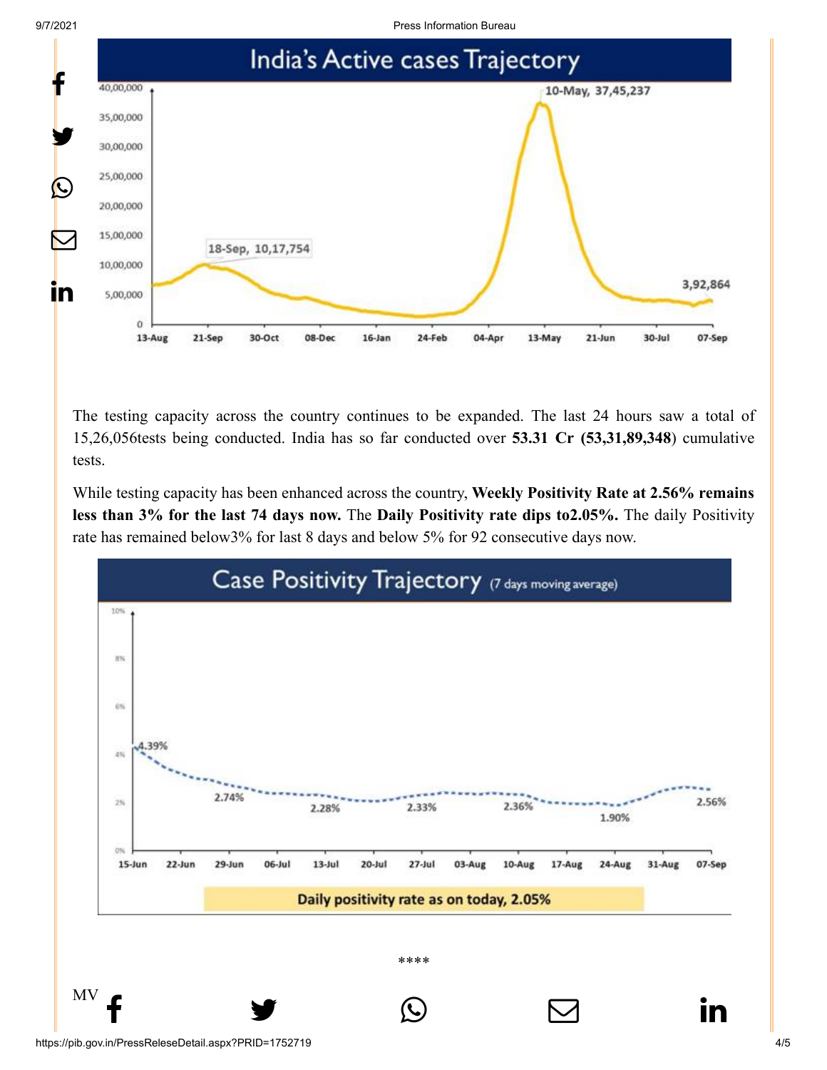The testing capacity across the country continues to be expanded. The last 24 hours saw a total of 15,26,056tests being conducted. India has so far conducted over **53.31 Cr (53,31,89,348**) cumulative tests.

While testing capacity has been enhanced across the country, **Weekly Positivity Rate at 2.56% remains less than 3% for the last 74 days now.** The **Daily Positivity rate dips to2.05%.** The daily Positivity rate has remained below3% for last 8 days and below 5% for 92 consecutive days now.

****

MV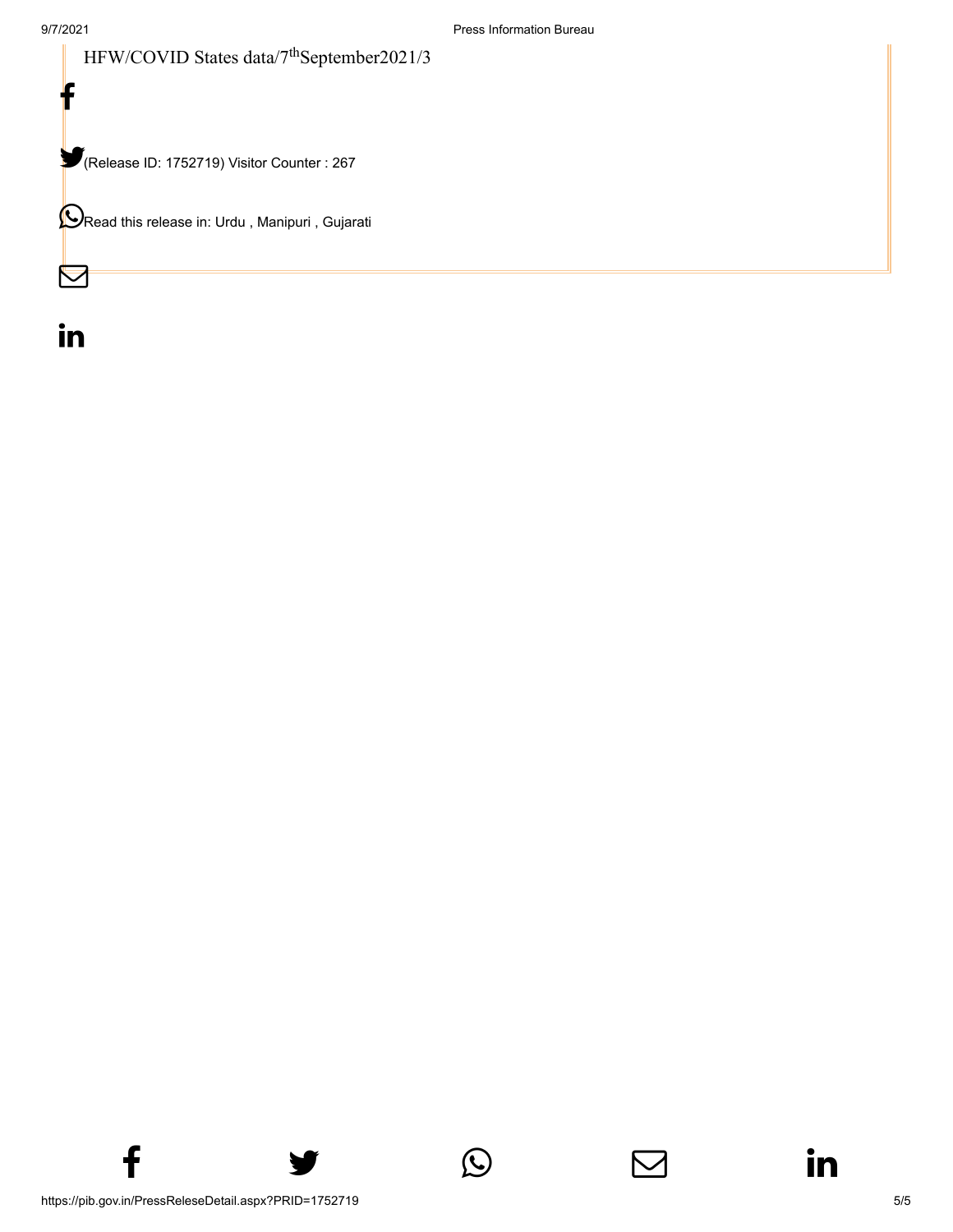HFW/COVID States data/7[th]September2021/3

(Release ID: 1752719) Visitor Counter : 267

Read this release in: Urdu , Manipuri , Gujarati